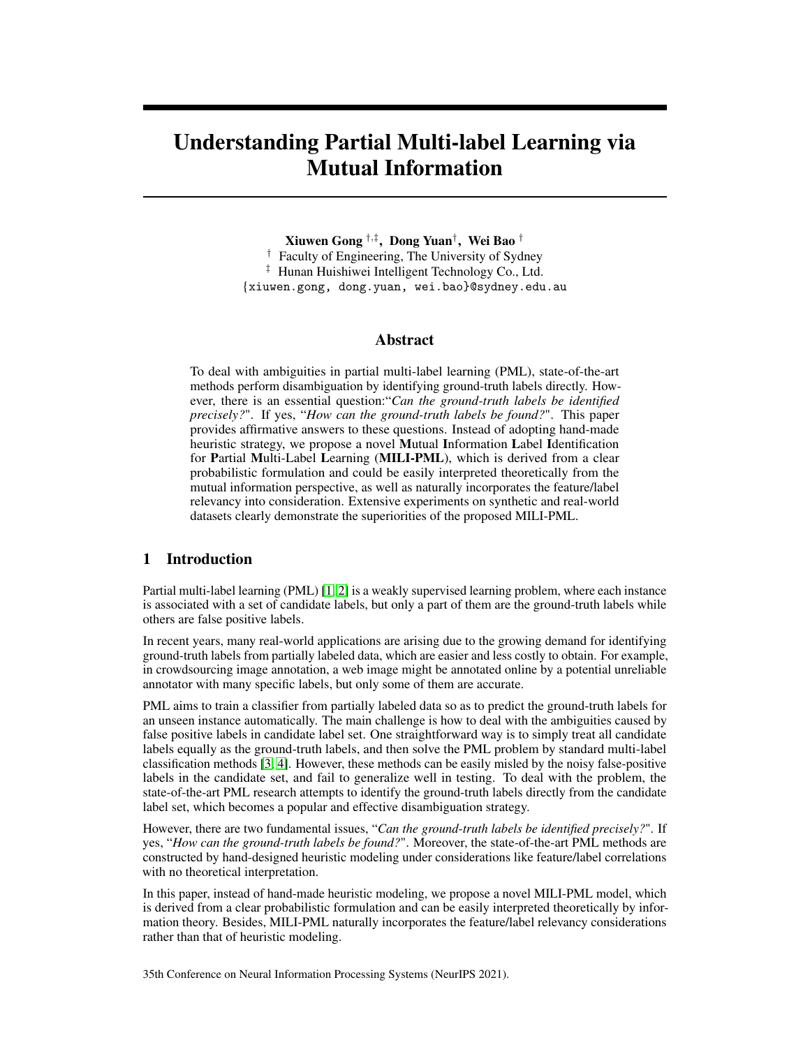# Understanding Partial Multi-label Learning via Mutual Information

**Xiuwen Gong** [†,‡], **Dong Yuan**[†], **Wei Bao** [†]

[†] Faculty of Engineering, The University of Sydney

[‡] Hunan Huishiwei Intelligent Technology Co., Ltd.

{xiuwen.gong, dong.yuan, wei.bao}@sydney.edu.au

## Abstract

To deal with ambiguities in partial multi-label learning (PML), state-of-the-art methods perform disambiguation by identifying ground-truth labels directly. However, there is an essential question:"*Can the ground-truth labels be identified precisely?*". If yes, "*How can the ground-truth labels be found?*". This paper provides affirmative answers to these questions. Instead of adopting hand-made heuristic strategy, we propose a novel **M**utual **I**nformation **L**abel **I**dentification for **P**artial **M**ulti-Label **L**earning (**MILI-PML**), which is derived from a clear probabilistic formulation and could be easily interpreted theoretically from the mutual information perspective, as well as naturally incorporates the feature/label relevancy into consideration. Extensive experiments on synthetic and real-world datasets clearly demonstrate the superiorities of the proposed MILI-PML.

## 1 Introduction

Partial multi-label learning (PML) [1, 2] is a weakly supervised learning problem, where each instance is associated with a set of candidate labels, but only a part of them are the ground-truth labels while others are false positive labels.

In recent years, many real-world applications are arising due to the growing demand for identifying ground-truth labels from partially labeled data, which are easier and less costly to obtain. For example, in crowdsourcing image annotation, a web image might be annotated online by a potential unreliable annotator with many specific labels, but only some of them are accurate.

PML aims to train a classifier from partially labeled data so as to predict the ground-truth labels for an unseen instance automatically. The main challenge is how to deal with the ambiguities caused by false positive labels in candidate label set. One straightforward way is to simply treat all candidate labels equally as the ground-truth labels, and then solve the PML problem by standard multi-label classification methods [3, 4]. However, these methods can be easily misled by the noisy false-positive labels in the candidate set, and fail to generalize well in testing. To deal with the problem, the state-of-the-art PML research attempts to identify the ground-truth labels directly from the candidate label set, which becomes a popular and effective disambiguation strategy.

However, there are two fundamental issues, "*Can the ground-truth labels be identified precisely?*". If yes, "*How can the ground-truth labels be found?*". Moreover, the state-of-the-art PML methods are constructed by hand-designed heuristic modeling under considerations like feature/label correlations with no theoretical interpretation.

In this paper, instead of hand-made heuristic modeling, we propose a novel MILI-PML model, which is derived from a clear probabilistic formulation and can be easily interpreted theoretically by information theory. Besides, MILI-PML naturally incorporates the feature/label relevancy considerations rather than that of heuristic modeling.

35th Conference on Neural Information Processing Systems (NeurIPS 2021).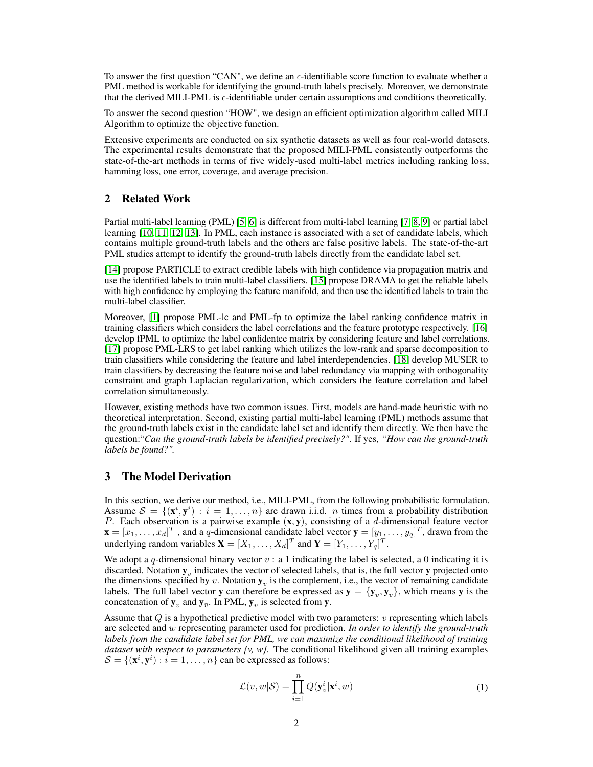To answer the first question "CAN", we define an $\epsilon$-identifiable score function to evaluate whether a PML method is workable for identifying the ground-truth labels precisely. Moreover, we demonstrate that the derived MILI-PML is $\epsilon$-identifiable under certain assumptions and conditions theoretically.

To answer the second question "HOW", we design an efficient optimization algorithm called MILI Algorithm to optimize the objective function.

Extensive experiments are conducted on six synthetic datasets as well as four real-world datasets. The experimental results demonstrate that the proposed MILI-PML consistently outperforms the state-of-the-art methods in terms of five widely-used multi-label metrics including ranking loss, hamming loss, one error, coverage, and average precision.

## 2 Related Work

Partial multi-label learning (PML) [5, 6] is different from multi-label learning [7, 8, 9] or partial label learning [10, 11, 12, 13]. In PML, each instance is associated with a set of candidate labels, which contains multiple ground-truth labels and the others are false positive labels. The state-of-the-art PML studies attempt to identify the ground-truth labels directly from the candidate label set.

[14] propose PARTICLE to extract credible labels with high confidence via propagation matrix and use the identified labels to train multi-label classifiers. [15] propose DRAMA to get the reliable labels with high confidence by employing the feature manifold, and then use the identified labels to train the multi-label classifier.

Moreover, [1] propose PML-lc and PML-fp to optimize the label ranking confidence matrix in training classifiers which considers the label correlations and the feature prototype respectively. [16] develop fPML to optimize the label confidentce matrix by considering feature and label correlations. [17] propose PML-LRS to get label ranking which utilizes the low-rank and sparse decomposition to train classifiers while considering the feature and label interdependencies. [18] develop MUSER to train classifiers by decreasing the feature noise and label redundancy via mapping with orthogonality constraint and graph Laplacian regularization, which considers the feature correlation and label correlation simultaneously.

However, existing methods have two common issues. First, models are hand-made heuristic with no theoretical interpretation. Second, existing partial multi-label learning (PML) methods assume that the ground-truth labels exist in the candidate label set and identify them directly. We then have the question:"*Can the ground-truth labels be identified precisely?".* If yes, *"How can the ground-truth labels be found?".*

## 3 The Model Derivation

In this section, we derive our method, i.e., MILI-PML, from the following probabilistic formulation. Assume $\mathcal{S} = \{(\mathbf{x}^i, \mathbf{y}^i) : i = 1, \ldots, n\}$ are drawn i.i.d. $n$ times from a probability distribution $P$. Each observation is a pairwise example $(\mathbf{x}, \mathbf{y})$, consisting of a $d$-dimensional feature vector $\mathbf{x} = [x_1, \ldots, x_d]^T$ , and a $q$-dimensional candidate label vector $\mathbf{y} = [y_1, \ldots, y_q]^T$, drawn from the underlying random variables $\mathbf{X} = [X_1, \ldots, X_d]^T$ and $\mathbf{Y} = [Y_1, \ldots, Y_q]^T$.

We adopt a $q$-dimensional binary vector $v$ : a 1 indicating the label is selected, a 0 indicating it is discarded. Notation $\mathbf{y}_v$ indicates the vector of selected labels, that is, the full vector $\mathbf{y}$ projected onto the dimensions specified by $v$. Notation $\mathbf{y}_{\bar{v}}$ is the complement, i.e., the vector of remaining candidate labels. The full label vector $\mathbf{y}$ can therefore be expressed as $\mathbf{y} = \{\mathbf{y}_v, \mathbf{y}_{\bar{v}}\}$, which means $\mathbf{y}$ is the concatenation of $\mathbf{y}_v$ and $\mathbf{y}_{\bar{v}}$. In PML, $\mathbf{y}_v$ is selected from $\mathbf{y}$.

Assume that $Q$ is a hypothetical predictive model with two parameters: $v$ representing which labels are selected and $w$ representing parameter used for prediction. *In order to identify the ground-truth labels from the candidate label set for PML, we can maximize the conditional likelihood of training dataset with respect to parameters {v, w}.* The conditional likelihood given all training examples $\mathcal{S} = \{(\mathbf{x}^i, \mathbf{y}^i) : i = 1, \ldots, n\}$ can be expressed as follows:

$$\mathcal{L}(v, w|\mathcal{S}) = \prod_{i=1}^{n} Q(\mathbf{y}_v^i|\mathbf{x}^i, w) \tag{1}$$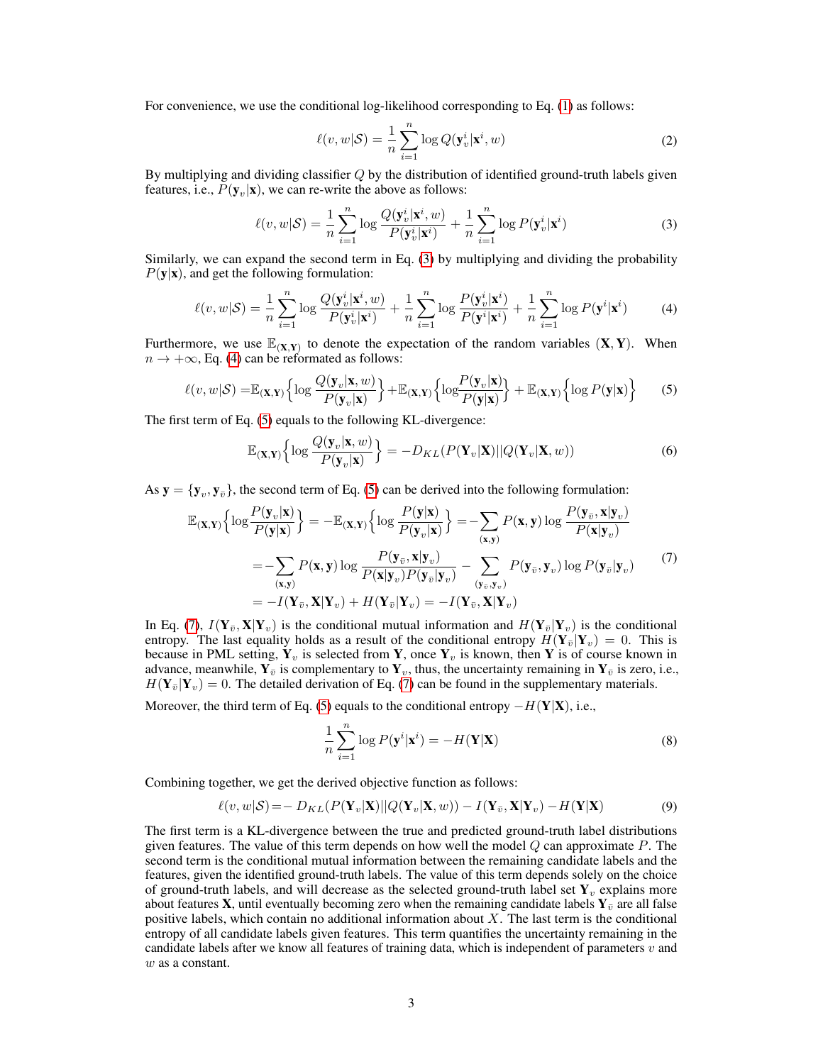For convenience, we use the conditional log-likelihood corresponding to Eq. (1) as follows:

$$\ell(v, w|\mathcal{S}) = \frac{1}{n}\sum_{i=1}^{n} \log Q(\mathbf{y}_v^i|\mathbf{x}^i, w) \tag{2}$$

By multiplying and dividing classifier $Q$ by the distribution of identified ground-truth labels given features, i.e., $P(\mathbf{y}_v|\mathbf{x})$, we can re-write the above as follows:

$$\ell(v, w|\mathcal{S}) = \frac{1}{n}\sum_{i=1}^{n} \log \frac{Q(\mathbf{y}_v^i|\mathbf{x}^i, w)}{P(\mathbf{y}_v^i|\mathbf{x}^i)} + \frac{1}{n}\sum_{i=1}^{n} \log P(\mathbf{y}_v^i|\mathbf{x}^i) \tag{3}$$

Similarly, we can expand the second term in Eq. (3) by multiplying and dividing the probability $P(\mathbf{y}|\mathbf{x})$, and get the following formulation:

$$\ell(v, w|\mathcal{S}) = \frac{1}{n}\sum_{i=1}^{n} \log \frac{Q(\mathbf{y}_v^i|\mathbf{x}^i, w)}{P(\mathbf{y}_v^i|\mathbf{x}^i)} + \frac{1}{n}\sum_{i=1}^{n} \log \frac{P(\mathbf{y}_v^i|\mathbf{x}^i)}{P(\mathbf{y}^i|\mathbf{x}^i)} + \frac{1}{n}\sum_{i=1}^{n} \log P(\mathbf{y}^i|\mathbf{x}^i) \tag{4}$$

Furthermore, we use $\mathbb{E}_{(\mathbf{X},\mathbf{Y})}$ to denote the expectation of the random variables $(\mathbf{X}, \mathbf{Y})$. When $n \to +\infty$, Eq. (4) can be reformated as follows:

$$\ell(v, w|\mathcal{S}) = \mathbb{E}_{(\mathbf{X},\mathbf{Y})}\Big\{\log \frac{Q(\mathbf{y}_v|\mathbf{x}, w)}{P(\mathbf{y}_v|\mathbf{x})}\Big\} + \mathbb{E}_{(\mathbf{X},\mathbf{Y})}\Big\{\log\frac{P(\mathbf{y}_v|\mathbf{x})}{P(\mathbf{y}|\mathbf{x})}\Big\} + \mathbb{E}_{(\mathbf{X},\mathbf{Y})}\Big\{\log P(\mathbf{y}|\mathbf{x})\Big\} \tag{5}$$

The first term of Eq. (5) equals to the following KL-divergence:

$$\mathbb{E}_{(\mathbf{X},\mathbf{Y})}\Big\{\log \frac{Q(\mathbf{y}_v|\mathbf{x}, w)}{P(\mathbf{y}_v|\mathbf{x})}\Big\} = -D_{KL}(P(\mathbf{Y}_v|\mathbf{X})||Q(\mathbf{Y}_v|\mathbf{X}, w)) \tag{6}$$

As $\mathbf{y} = \{\mathbf{y}_v, \mathbf{y}_{\bar{v}}\}$, the second term of Eq. (5) can be derived into the following formulation:

$$\begin{aligned}
\mathbb{E}_{(\mathbf{X},\mathbf{Y})}\Big\{\log\frac{P(\mathbf{y}_v|\mathbf{x})}{P(\mathbf{y}|\mathbf{x})}\Big\} &= -\mathbb{E}_{(\mathbf{X},\mathbf{Y})}\Big\{\log \frac{P(\mathbf{y}|\mathbf{x})}{P(\mathbf{y}_v|\mathbf{x})}\Big\} = -\sum_{(\mathbf{x},\mathbf{y})} P(\mathbf{x}, \mathbf{y}) \log \frac{P(\mathbf{y}_{\bar{v}}, \mathbf{x}|\mathbf{y}_v)}{P(\mathbf{x}|\mathbf{y}_v)} \\
&= -\sum_{(\mathbf{x},\mathbf{y})} P(\mathbf{x}, \mathbf{y}) \log \frac{P(\mathbf{y}_{\bar{v}}, \mathbf{x}|\mathbf{y}_v)}{P(\mathbf{x}|\mathbf{y}_v)P(\mathbf{y}_{\bar{v}}|\mathbf{y}_v)} - \sum_{(\mathbf{y}_{\bar{v}},\mathbf{y}_v)} P(\mathbf{y}_{\bar{v}}, \mathbf{y}_v) \log P(\mathbf{y}_{\bar{v}}|\mathbf{y}_v) \\
&= -I(\mathbf{Y}_{\bar{v}}, \mathbf{X}|\mathbf{Y}_v) + H(\mathbf{Y}_{\bar{v}}|\mathbf{Y}_v) = -I(\mathbf{Y}_{\bar{v}}, \mathbf{X}|\mathbf{Y}_v)
\end{aligned} \tag{7}$$

In Eq. (7), $I(\mathbf{Y}_{\bar{v}}, \mathbf{X}|\mathbf{Y}_v)$ is the conditional mutual information and $H(\mathbf{Y}_{\bar{v}}|\mathbf{Y}_v)$ is the conditional entropy. The last equality holds as a result of the conditional entropy $H(\mathbf{Y}_{\bar{v}}|\mathbf{Y}_v) = 0$. This is because in PML setting, $\mathbf{Y}_v$ is selected from $\mathbf{Y}$, once $\mathbf{Y}_v$ is known, then $\mathbf{Y}$ is of course known in advance, meanwhile, $\mathbf{Y}_{\bar{v}}$ is complementary to $\mathbf{Y}_v$, thus, the uncertainty remaining in $\mathbf{Y}_{\bar{v}}$ is zero, i.e., $H(\mathbf{Y}_{\bar{v}}|\mathbf{Y}_v) = 0$. The detailed derivation of Eq. (7) can be found in the supplementary materials.

Moreover, the third term of Eq. (5) equals to the conditional entropy $-H(\mathbf{Y}|\mathbf{X})$, i.e.,

$$\frac{1}{n}\sum_{i=1}^{n} \log P(\mathbf{y}^i|\mathbf{x}^i) = -H(\mathbf{Y}|\mathbf{X}) \tag{8}$$

Combining together, we get the derived objective function as follows:

$$\ell(v, w|\mathcal{S}) = -D_{KL}(P(\mathbf{Y}_v|\mathbf{X})||Q(\mathbf{Y}_v|\mathbf{X}, w)) - I(\mathbf{Y}_{\bar{v}}, \mathbf{X}|\mathbf{Y}_v) - H(\mathbf{Y}|\mathbf{X}) \tag{9}$$

The first term is a KL-divergence between the true and predicted ground-truth label distributions given features. The value of this term depends on how well the model $Q$ can approximate $P$. The second term is the conditional mutual information between the remaining candidate labels and the features, given the identified ground-truth labels. The value of this term depends solely on the choice of ground-truth labels, and will decrease as the selected ground-truth label set $\mathbf{Y}_v$ explains more about features $\mathbf{X}$, until eventually becoming zero when the remaining candidate labels $\mathbf{Y}_{\bar{v}}$ are all false positive labels, which contain no additional information about $X$. The last term is the conditional entropy of all candidate labels given features. This term quantifies the uncertainty remaining in the candidate labels after we know all features of training data, which is independent of parameters $v$ and $w$ as a constant.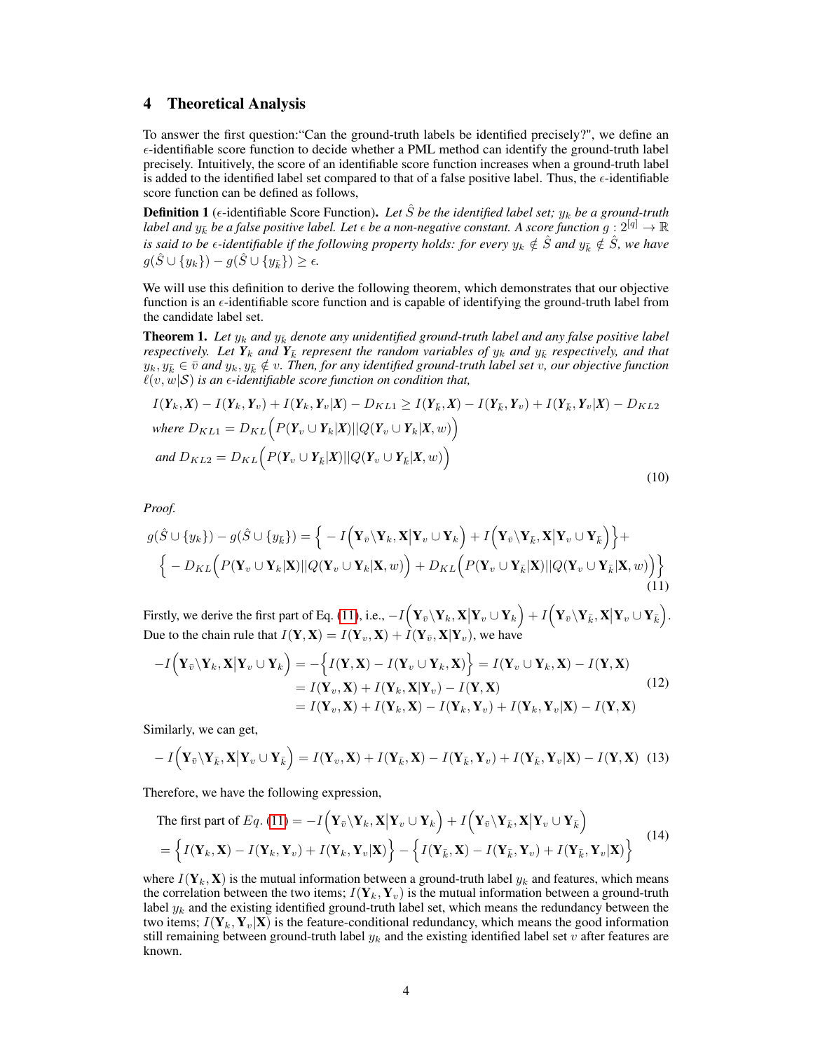## 4 Theoretical Analysis

To answer the first question:"Can the ground-truth labels be identified precisely?", we define an $\epsilon$-identifiable score function to decide whether a PML method can identify the ground-truth label precisely. Intuitively, the score of an identifiable score function increases when a ground-truth label is added to the identified label set compared to that of a false positive label. Thus, the $\epsilon$-identifiable score function can be defined as follows,

**Definition 1** ($\epsilon$-identifiable Score Function). *Let $\hat{S}$ be the identified label set; $y_k$ be a ground-truth label and $y_{\bar{k}}$ be a false positive label. Let $\epsilon$ be a non-negative constant. A score function $g : 2^{[q]} \to \mathbb{R}$ is said to be $\epsilon$-identifiable if the following property holds: for every $y_k \notin \hat{S}$ and $y_{\bar{k}} \notin \hat{S}$, we have $g(\hat{S} \cup \{y_k\}) - g(\hat{S} \cup \{y_{\bar{k}}\}) \geq \epsilon$.*

We will use this definition to derive the following theorem, which demonstrates that our objective function is an $\epsilon$-identifiable score function and is capable of identifying the ground-truth label from the candidate label set.

**Theorem 1.** *Let $y_k$ and $y_{\bar{k}}$ denote any unidentified ground-truth label and any false positive label respectively. Let $\boldsymbol{Y}_k$ and $\boldsymbol{Y}_{\bar{k}}$ represent the random variables of $y_k$ and $y_{\bar{k}}$ respectively, and that $y_k, y_{\bar{k}} \in \bar{v}$ and $y_k, y_{\bar{k}} \notin v$. Then, for any identified ground-truth label set $v$, our objective function $\ell(v, w|\mathcal{S})$ is an $\epsilon$-identifiable score function on condition that,*

$$
\begin{aligned}
&I(\boldsymbol{Y}_k, \boldsymbol{X}) - I(\boldsymbol{Y}_k, \boldsymbol{Y}_v) + I(\boldsymbol{Y}_k, \boldsymbol{Y}_v|\boldsymbol{X}) - D_{KL1} \geq I(\boldsymbol{Y}_{\bar{k}}, \boldsymbol{X}) - I(\boldsymbol{Y}_{\bar{k}}, \boldsymbol{Y}_v) + I(\boldsymbol{Y}_{\bar{k}}, \boldsymbol{Y}_v|\boldsymbol{X}) - D_{KL2} \\
&\text{where } D_{KL1} = D_{KL}\Big(P(\boldsymbol{Y}_v \cup \boldsymbol{Y}_k|\boldsymbol{X})||Q(\boldsymbol{Y}_v \cup \boldsymbol{Y}_k|\boldsymbol{X}, w)\Big) \\
&\text{and } D_{KL2} = D_{KL}\Big(P(\boldsymbol{Y}_v \cup \boldsymbol{Y}_{\bar{k}}|\boldsymbol{X})||Q(\boldsymbol{Y}_v \cup \boldsymbol{Y}_{\bar{k}}|\boldsymbol{X}, w)\Big)
\end{aligned}
\tag{10}
$$

*Proof.*

$$
\begin{aligned}
g(\hat{S} \cup \{y_k\}) - g(\hat{S} \cup \{y_{\bar{k}}\}) = &\Big\{ - I\Big(\mathbf{Y}_{\bar{v}} \backslash \mathbf{Y}_k, \mathbf{X}\Big|\mathbf{Y}_v \cup \mathbf{Y}_k\Big) + I\Big(\mathbf{Y}_{\bar{v}} \backslash \mathbf{Y}_{\bar{k}}, \mathbf{X}\Big|\mathbf{Y}_v \cup \mathbf{Y}_{\bar{k}}\Big)\Big\} + \\
&\Big\{ - D_{KL}\Big(P(\mathbf{Y}_v \cup \mathbf{Y}_k|\mathbf{X})||Q(\mathbf{Y}_v \cup \mathbf{Y}_k|\mathbf{X}, w)\Big) + D_{KL}\Big(P(\mathbf{Y}_v \cup \mathbf{Y}_{\bar{k}}|\mathbf{X})||Q(\mathbf{Y}_v \cup \mathbf{Y}_{\bar{k}}|\mathbf{X}, w)\Big)\Big\}
\end{aligned}
\tag{11}
$$

Firstly, we derive the first part of Eq. (11), i.e., $-I\Big(\mathbf{Y}_{\bar{v}} \backslash \mathbf{Y}_k, \mathbf{X}\Big|\mathbf{Y}_v \cup \mathbf{Y}_k\Big) + I\Big(\mathbf{Y}_{\bar{v}} \backslash \mathbf{Y}_{\bar{k}}, \mathbf{X}\Big|\mathbf{Y}_v \cup \mathbf{Y}_{\bar{k}}\Big)$. Due to the chain rule that $I(\mathbf{Y}, \mathbf{X}) = I(\mathbf{Y}_v, \mathbf{X}) + I(\mathbf{Y}_{\bar{v}}, \mathbf{X}|\mathbf{Y}_v)$, we have

$$
\begin{aligned}
-I\Big(\mathbf{Y}_{\bar{v}} \backslash \mathbf{Y}_k, \mathbf{X}\Big|\mathbf{Y}_v \cup \mathbf{Y}_k\Big) &= -\Big\{I(\mathbf{Y}, \mathbf{X}) - I(\mathbf{Y}_v \cup \mathbf{Y}_k, \mathbf{X})\Big\} = I(\mathbf{Y}_v \cup \mathbf{Y}_k, \mathbf{X}) - I(\mathbf{Y}, \mathbf{X}) \\
&= I(\mathbf{Y}_v, \mathbf{X}) + I(\mathbf{Y}_k, \mathbf{X}|\mathbf{Y}_v) - I(\mathbf{Y}, \mathbf{X}) \\
&= I(\mathbf{Y}_v, \mathbf{X}) + I(\mathbf{Y}_k, \mathbf{X}) - I(\mathbf{Y}_k, \mathbf{Y}_v) + I(\mathbf{Y}_k, \mathbf{Y}_v|\mathbf{X}) - I(\mathbf{Y}, \mathbf{X})
\end{aligned}
\tag{12}
$$

Similarly, we can get,

$$
- I\Big(\mathbf{Y}_{\bar{v}} \backslash \mathbf{Y}_{\bar{k}}, \mathbf{X}\Big|\mathbf{Y}_v \cup \mathbf{Y}_{\bar{k}}\Big) = I(\mathbf{Y}_v, \mathbf{X}) + I(\mathbf{Y}_{\bar{k}}, \mathbf{X}) - I(\mathbf{Y}_{\bar{k}}, \mathbf{Y}_v) + I(\mathbf{Y}_{\bar{k}}, \mathbf{Y}_v|\mathbf{X}) - I(\mathbf{Y}, \mathbf{X}) \tag{13}
$$

Therefore, we have the following expression,

$$
\begin{aligned}
&\text{The first part of } Eq.\ (11) = -I\Big(\mathbf{Y}_{\bar{v}} \backslash \mathbf{Y}_k, \mathbf{X}\Big|\mathbf{Y}_v \cup \mathbf{Y}_k\Big) + I\Big(\mathbf{Y}_{\bar{v}} \backslash \mathbf{Y}_{\bar{k}}, \mathbf{X}\Big|\mathbf{Y}_v \cup \mathbf{Y}_{\bar{k}}\Big) \\
&= \Big\{I(\mathbf{Y}_k, \mathbf{X}) - I(\mathbf{Y}_k, \mathbf{Y}_v) + I(\mathbf{Y}_k, \mathbf{Y}_v|\mathbf{X})\Big\} - \Big\{I(\mathbf{Y}_{\bar{k}}, \mathbf{X}) - I(\mathbf{Y}_{\bar{k}}, \mathbf{Y}_v) + I(\mathbf{Y}_{\bar{k}}, \mathbf{Y}_v|\mathbf{X})\Big\}
\end{aligned}
\tag{14}
$$

where $I(\mathbf{Y}_k, \mathbf{X})$ is the mutual information between a ground-truth label $y_k$ and features, which means the correlation between the two items; $I(\mathbf{Y}_k, \mathbf{Y}_v)$ is the mutual information between a ground-truth label $y_k$ and the existing identified ground-truth label set, which means the redundancy between the two items; $I(\mathbf{Y}_k, \mathbf{Y}_v|\mathbf{X})$ is the feature-conditional redundancy, which means the good information still remaining between ground-truth label $y_k$ and the existing identified label set $v$ after features are known.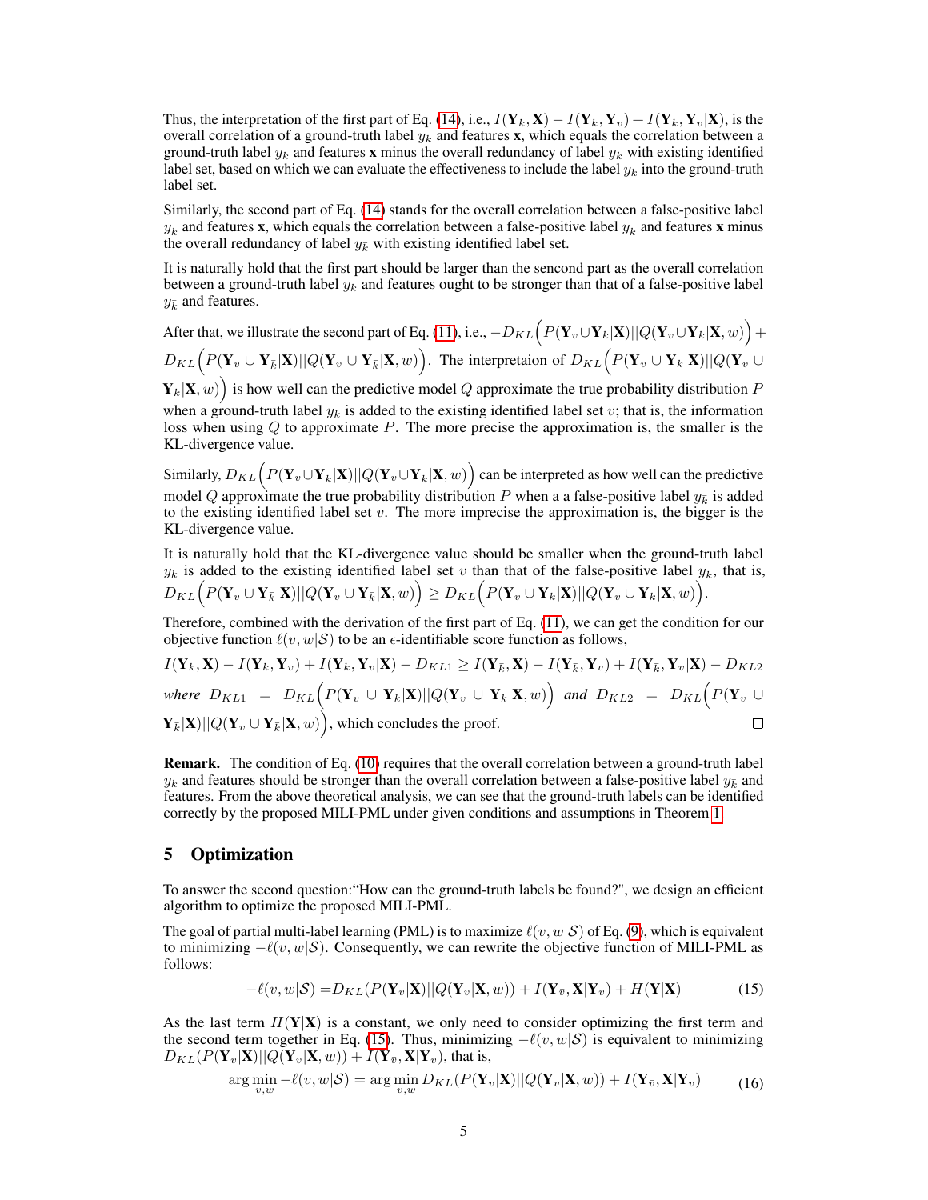Thus, the interpretation of the first part of Eq. (14), i.e., $I(\mathbf{Y}_k, \mathbf{X}) - I(\mathbf{Y}_k, \mathbf{Y}_v) + I(\mathbf{Y}_k, \mathbf{Y}_v|\mathbf{X})$, is the overall correlation of a ground-truth label $y_k$ and features $\mathbf{x}$, which equals the correlation between a ground-truth label $y_k$ and features $\mathbf{x}$ minus the overall redundancy of label $y_k$ with existing identified label set, based on which we can evaluate the effectiveness to include the label $y_k$ into the ground-truth label set.

Similarly, the second part of Eq. (14) stands for the overall correlation between a false-positive label $y_{\bar{k}}$ and features $\mathbf{x}$, which equals the correlation between a false-positive label $y_{\bar{k}}$ and features $\mathbf{x}$ minus the overall redundancy of label $y_{\bar{k}}$ with existing identified label set.

It is naturally hold that the first part should be larger than the sencond part as the overall correlation between a ground-truth label $y_k$ and features ought to be stronger than that of a false-positive label $y_{\bar{k}}$ and features.

After that, we illustrate the second part of Eq. (11), i.e., $-D_{KL}\Big(P(\mathbf{Y}_v \cup \mathbf{Y}_k|\mathbf{X})||Q(\mathbf{Y}_v \cup \mathbf{Y}_k|\mathbf{X}, w)\Big) + D_{KL}\Big(P(\mathbf{Y}_v \cup \mathbf{Y}_{\bar{k}}|\mathbf{X})||Q(\mathbf{Y}_v \cup \mathbf{Y}_{\bar{k}}|\mathbf{X}, w)\Big)$. The interpretaion of $D_{KL}\Big(P(\mathbf{Y}_v \cup \mathbf{Y}_k|\mathbf{X})||Q(\mathbf{Y}_v \cup \mathbf{Y}_k|\mathbf{X}, w)\Big)$ is how well can the predictive model $Q$ approximate the true probability distribution $P$ when a ground-truth label $y_k$ is added to the existing identified label set $v$; that is, the information loss when using $Q$ to approximate $P$. The more precise the approximation is, the smaller is the KL-divergence value.

Similarly, $D_{KL}\Big(P(\mathbf{Y}_v \cup \mathbf{Y}_{\bar{k}}|\mathbf{X})||Q(\mathbf{Y}_v \cup \mathbf{Y}_{\bar{k}}|\mathbf{X}, w)\Big)$ can be interpreted as how well can the predictive model $Q$ approximate the true probability distribution $P$ when a a false-positive label $y_{\bar{k}}$ is added to the existing identified label set $v$. The more imprecise the approximation is, the bigger is the KL-divergence value.

It is naturally hold that the KL-divergence value should be smaller when the ground-truth label $y_k$ is added to the existing identified label set $v$ than that of the false-positive label $y_{\bar{k}}$, that is, $D_{KL}\Big(P(\mathbf{Y}_v \cup \mathbf{Y}_{\bar{k}}|\mathbf{X})||Q(\mathbf{Y}_v \cup \mathbf{Y}_{\bar{k}}|\mathbf{X}, w)\Big) \geq D_{KL}\Big(P(\mathbf{Y}_v \cup \mathbf{Y}_k|\mathbf{X})||Q(\mathbf{Y}_v \cup \mathbf{Y}_k|\mathbf{X}, w)\Big)$.

Therefore, combined with the derivation of the first part of Eq. (11), we can get the condition for our objective function $\ell(v, w|\mathcal{S})$ to be an $\epsilon$-identifiable score function as follows,

$$I(\mathbf{Y}_k, \mathbf{X}) - I(\mathbf{Y}_k, \mathbf{Y}_v) + I(\mathbf{Y}_k, \mathbf{Y}_v|\mathbf{X}) - D_{KL1} \geq I(\mathbf{Y}_{\bar{k}}, \mathbf{X}) - I(\mathbf{Y}_{\bar{k}}, \mathbf{Y}_v) + I(\mathbf{Y}_{\bar{k}}, \mathbf{Y}_v|\mathbf{X}) - D_{KL2}$$

*where* $D_{KL1} = D_{KL}\Big(P(\mathbf{Y}_v \cup \mathbf{Y}_k|\mathbf{X})||Q(\mathbf{Y}_v \cup \mathbf{Y}_k|\mathbf{X}, w)\Big)$ *and* $D_{KL2} = D_{KL}\Big(P(\mathbf{Y}_v \cup \mathbf{Y}_{\bar{k}}|\mathbf{X})||Q(\mathbf{Y}_v \cup \mathbf{Y}_{\bar{k}}|\mathbf{X}, w)\Big)$, which concludes the proof. □

**Remark.** The condition of Eq. (10) requires that the overall correlation between a ground-truth label $y_k$ and features should be stronger than the overall correlation between a false-positive label $y_{\bar{k}}$ and features. From the above theoretical analysis, we can see that the ground-truth labels can be identified correctly by the proposed MILI-PML under given conditions and assumptions in Theorem 1.

## 5 Optimization

To answer the second question:"How can the ground-truth labels be found?", we design an efficient algorithm to optimize the proposed MILI-PML.

The goal of partial multi-label learning (PML) is to maximize $\ell(v, w|\mathcal{S})$ of Eq. (9), which is equivalent to minimizing $-\ell(v, w|\mathcal{S})$. Consequently, we can rewrite the objective function of MILI-PML as follows:

$$-\ell(v, w|\mathcal{S}) = D_{KL}(P(\mathbf{Y}_v|\mathbf{X})||Q(\mathbf{Y}_v|\mathbf{X}, w)) + I(\mathbf{Y}_{\bar{v}}, \mathbf{X}|\mathbf{Y}_v) + H(\mathbf{Y}|\mathbf{X}) \tag{15}$$

As the last term $H(\mathbf{Y}|\mathbf{X})$ is a constant, we only need to consider optimizing the first term and the second term together in Eq. (15). Thus, minimizing $-\ell(v, w|\mathcal{S})$ is equivalent to minimizing $D_{KL}(P(\mathbf{Y}_v|\mathbf{X})||Q(\mathbf{Y}_v|\mathbf{X}, w)) + I(\mathbf{Y}_{\bar{v}}, \mathbf{X}|\mathbf{Y}_v)$, that is,

$$\arg\min_{v,w} -\ell(v, w|\mathcal{S}) = \arg\min_{v,w} D_{KL}(P(\mathbf{Y}_v|\mathbf{X})||Q(\mathbf{Y}_v|\mathbf{X}, w)) + I(\mathbf{Y}_{\bar{v}}, \mathbf{X}|\mathbf{Y}_v) \tag{16}$$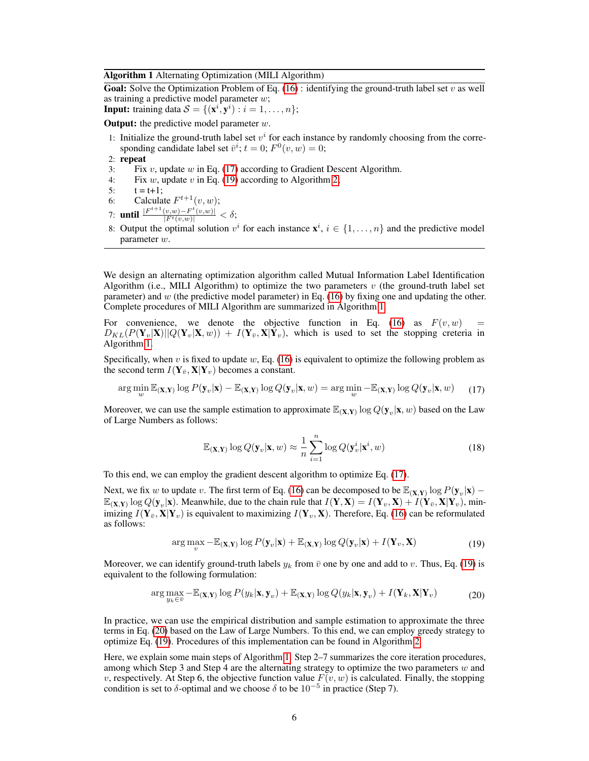**Algorithm 1** Alternating Optimization (MILI Algorithm)

**Goal:** Solve the Optimization Problem of Eq. (16) : identifying the ground-truth label set $v$ as well as training a predictive model parameter $w$;
**Input:** training data $\mathcal{S} = \{(\mathbf{x}^i, \mathbf{y}^i) : i = 1, \ldots, n\}$;

**Output:** the predictive model parameter $w$.

1: Initialize the ground-truth label set $v^i$ for each instance by randomly choosing from the corresponding candidate label set $\bar{v}^i$; $t = 0$; $F^0(v, w) = 0$;
2: **repeat**
3: Fix $v$, update $w$ in Eq. (17) according to Gradient Descent Algorithm.
4: Fix $w$, update $v$ in Eq. (19) according to Algorithm 2.
5: t = t+1;
6: Calculate $F^{t+1}(v, w)$;
7: **until** $\frac{|F^{t+1}(v,w) - F^t(v,w)|}{|F^t(v,w)|} < \delta$;
8: Output the optimal solution $v^i$ for each instance $\mathbf{x}^i$, $i \in \{1, \ldots, n\}$ and the predictive model parameter $w$.

We design an alternating optimization algorithm called Mutual Information Label Identification Algorithm (i.e., MILI Algorithm) to optimize the two parameters $v$ (the ground-truth label set parameter) and $w$ (the predictive model parameter) in Eq. (16) by fixing one and updating the other. Complete procedures of MILI Algorithm are summarized in Algorithm 1.

For convenience, we denote the objective function in Eq. (16) as $F(v, w) = D_{KL}(P(\mathbf{Y}_v|\mathbf{X})||Q(\mathbf{Y}_v|\mathbf{X}, w)) + I(\mathbf{Y}_{\bar{v}}, \mathbf{X}|\mathbf{Y}_v)$, which is used to set the stopping creteria in Algorithm 1.

Specifically, when $v$ is fixed to update $w$, Eq. (16) is equivalent to optimize the following problem as the second term $I(\mathbf{Y}_{\bar{v}}, \mathbf{X}|\mathbf{Y}_v)$ becomes a constant.

$$\arg\min_w \mathbb{E}_{(\mathbf{X},\mathbf{Y})} \log P(\mathbf{y}_v|\mathbf{x}) - \mathbb{E}_{(\mathbf{X},\mathbf{Y})} \log Q(\mathbf{y}_v|\mathbf{x}, w) = \arg\min_w -\mathbb{E}_{(\mathbf{X},\mathbf{Y})} \log Q(\mathbf{y}_v|\mathbf{x}, w) \tag{17}$$

Moreover, we can use the sample estimation to approximate $\mathbb{E}_{(\mathbf{X},\mathbf{Y})} \log Q(\mathbf{y}_v|\mathbf{x}, w)$ based on the Law of Large Numbers as follows:

$$\mathbb{E}_{(\mathbf{X},\mathbf{Y})} \log Q(\mathbf{y}_v|\mathbf{x}, w) \approx \frac{1}{n} \sum_{i=1}^{n} \log Q(\mathbf{y}_v^i|\mathbf{x}^i, w) \tag{18}$$

To this end, we can employ the gradient descent algorithm to optimize Eq. (17).

Next, we fix $w$ to update $v$. The first term of Eq. (16) can be decomposed to be $\mathbb{E}_{(\mathbf{X},\mathbf{Y})} \log P(\mathbf{y}_v|\mathbf{x}) - \mathbb{E}_{(\mathbf{X},\mathbf{Y})} \log Q(\mathbf{y}_v|\mathbf{x})$. Meanwhile, due to the chain rule that $I(\mathbf{Y}, \mathbf{X}) = I(\mathbf{Y}_v, \mathbf{X}) + I(\mathbf{Y}_{\bar{v}}, \mathbf{X}|\mathbf{Y}_v)$, minimizing $I(\mathbf{Y}_{\bar{v}}, \mathbf{X}|\mathbf{Y}_v)$ is equivalent to maximizing $I(\mathbf{Y}_v, \mathbf{X})$. Therefore, Eq. (16) can be reformulated as follows:

$$\arg\max_v -\mathbb{E}_{(\mathbf{X},\mathbf{Y})} \log P(\mathbf{y}_v|\mathbf{x}) + \mathbb{E}_{(\mathbf{X},\mathbf{Y})} \log Q(\mathbf{y}_v|\mathbf{x}) + I(\mathbf{Y}_v, \mathbf{X}) \tag{19}$$

Moreover, we can identify ground-truth labels $y_k$ from $\bar{v}$ one by one and add to $v$. Thus, Eq. (19) is equivalent to the following formulation:

$$\arg\max_{y_k \in \bar{v}} -\mathbb{E}_{(\mathbf{X},\mathbf{Y})} \log P(y_k|\mathbf{x}, \mathbf{y}_v) + \mathbb{E}_{(\mathbf{X},\mathbf{Y})} \log Q(y_k|\mathbf{x}, \mathbf{y}_v) + I(\mathbf{Y}_k, \mathbf{X}|\mathbf{Y}_v) \tag{20}$$

In practice, we can use the empirical distribution and sample estimation to approximate the three terms in Eq. (20) based on the Law of Large Numbers. To this end, we can employ greedy strategy to optimize Eq. (19). Procedures of this implementation can be found in Algorithm 2.

Here, we explain some main steps of Algorithm 1. Step 2–7 summarizes the core iteration procedures, among which Step 3 and Step 4 are the alternating strategy to optimize the two parameters $w$ and $v$, respectively. At Step 6, the objective function value $F(v, w)$ is calculated. Finally, the stopping condition is set to $\delta$-optimal and we choose $\delta$ to be $10^{-5}$ in practice (Step 7).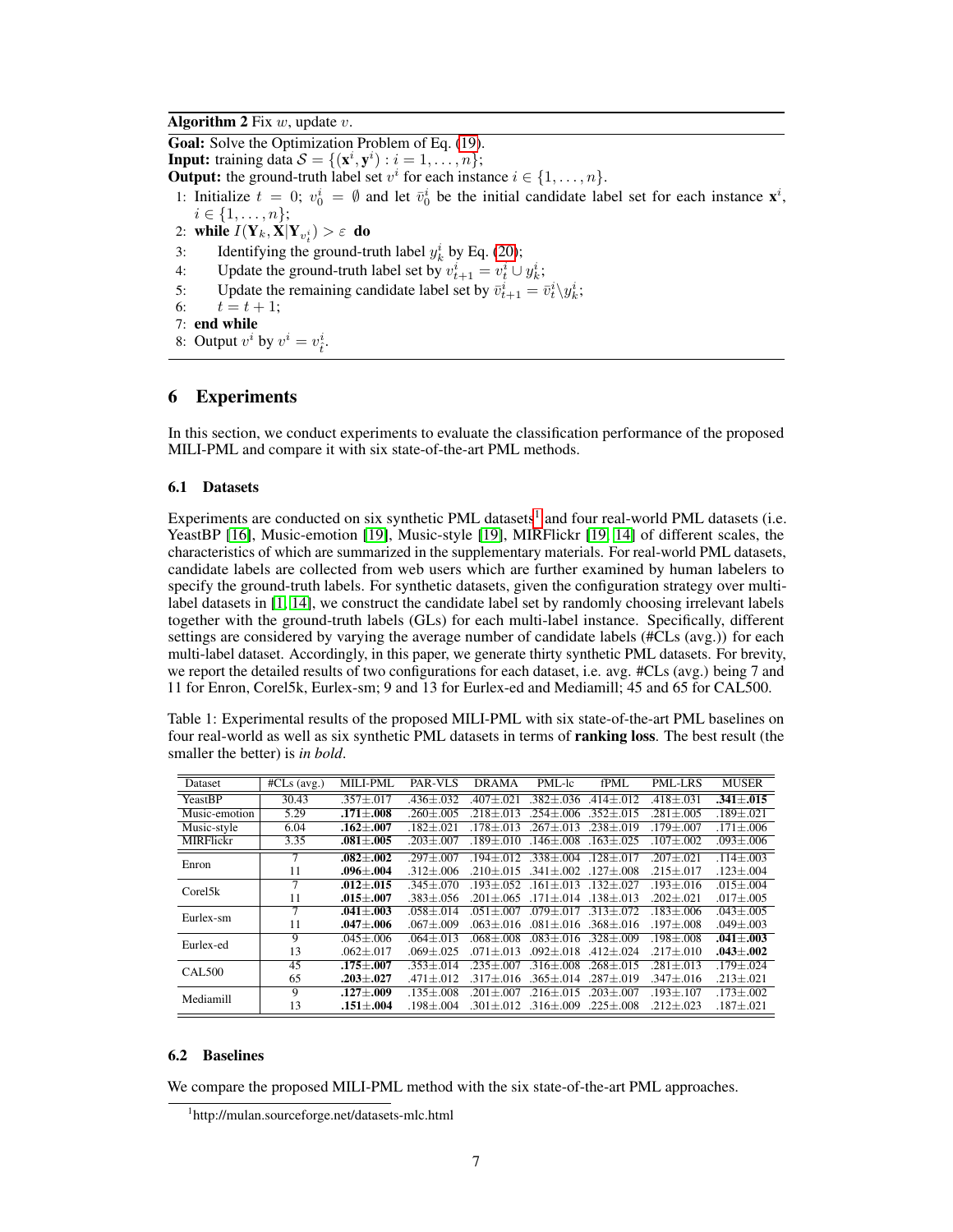**Algorithm 2** Fix $w$, update $v$.

---

**Goal:** Solve the Optimization Problem of Eq. (19).
**Input:** training data $\mathcal{S} = \{(\mathbf{x}^i, \mathbf{y}^i) : i = 1, \ldots, n\}$;
**Output:** the ground-truth label set $v^i$ for each instance $i \in \{1, \ldots, n\}$.

1: Initialize $t = 0$; $v_0^i = \emptyset$ and let $\bar{v}_0^i$ be the initial candidate label set for each instance $\mathbf{x}^i$, $i \in \{1, \ldots, n\}$;
2: **while** $I(\mathbf{Y}_k, \mathbf{X}|\mathbf{Y}_{v_t^i}) > \varepsilon$ **do**
3: Identifying the ground-truth label $y_k^i$ by Eq. (20);
4: Update the ground-truth label set by $v_{t+1}^i = v_t^i \cup y_k^i$;
5: Update the remaining candidate label set by $\bar{v}_{t+1}^i = \bar{v}_t^i \backslash y_k^i$;
6: $t = t + 1$;
7: **end while**
8: Output $v^i$ by $v^i = v_t^i$.

---

## 6 Experiments

In this section, we conduct experiments to evaluate the classification performance of the proposed MILI-PML and compare it with six state-of-the-art PML methods.

### 6.1 Datasets

Experiments are conducted on six synthetic PML datasets[1] and four real-world PML datasets (i.e. YeastBP [16], Music-emotion [19], Music-style [19], MIRFlickr [19, 14]) of different scales, the characteristics of which are summarized in the supplementary materials. For real-world PML datasets, candidate labels are collected from web users which are further examined by human labelers to specify the ground-truth labels. For synthetic datasets, given the configuration strategy over multi-label datasets in [1, 14], we construct the candidate label set by randomly choosing irrelevant labels together with the ground-truth labels (GLs) for each multi-label instance. Specifically, different settings are considered by varying the average number of candidate labels (#CLs (avg.)) for each multi-label dataset. Accordingly, in this paper, we generate thirty synthetic PML datasets. For brevity, we report the detailed results of two configurations for each dataset, i.e. avg. #CLs (avg.) being 7 and 11 for Enron, Corel5k, Eurlex-sm; 9 and 13 for Eurlex-ed and Mediamill; 45 and 65 for CAL500.

Table 1: Experimental results of the proposed MILI-PML with six state-of-the-art PML baselines on four real-world as well as six synthetic PML datasets in terms of **ranking loss**. The best result (the smaller the better) is *in bold*.

| Dataset | #CLs (avg.) | MILI-PML | PAR-VLS | DRAMA | PML-lc | fPML | PML-LRS | MUSER |
|---|---|---|---|---|---|---|---|---|
| YeastBP | 30.43 | .357±.017 | .436±.032 | .407±.021 | .382±.036 | .414±.012 | .418±.031 | **.341±.015** |
| Music-emotion | 5.29 | **.171±.008** | .260±.005 | .218±.013 | .254±.006 | .352±.015 | .281±.005 | .189±.021 |
| Music-style | 6.04 | **.162±.007** | .182±.021 | .178±.013 | .267±.013 | .238±.019 | .179±.007 | .171±.006 |
| MIRFlickr | 3.35 | **.081±.005** | .203±.007 | .189±.010 | .146±.008 | .163±.025 | .107±.002 | .093±.006 |
| Enron | 7 | **.082±.002** | .297±.007 | .194±.012 | .338±.004 | .128±.017 | .207±.021 | .114±.003 |
| | 11 | **.096±.004** | .312±.006 | .210±.015 | .341±.002 | .127±.008 | .215±.017 | .123±.004 |
| Corel5k | 7 | **.012±.015** | .345±.070 | .193±.052 | .161±.013 | .132±.027 | .193±.016 | .015±.004 |
| | 11 | **.015±.007** | .383±.056 | .201±.065 | .171±.014 | .138±.013 | .202±.021 | .017±.005 |
| Eurlex-sm | 7 | **.041±.003** | .058±.014 | .051±.007 | .079±.017 | .313±.072 | .183±.006 | .043±.005 |
| | 11 | **.047±.006** | .067±.009 | .063±.016 | .081±.016 | .368±.016 | .197±.008 | .049±.003 |
| Eurlex-ed | 9 | .045±.006 | .064±.013 | .068±.008 | .083±.016 | .328±.009 | .198±.008 | **.041±.003** |
| | 13 | .062±.017 | .069±.025 | .071±.013 | .092±.018 | .412±.024 | .217±.010 | **.043±.002** |
| CAL500 | 45 | **.175±.007** | .353±.014 | .235±.007 | .316±.008 | .268±.015 | .281±.013 | .179±.024 |
| | 65 | **.203±.027** | .471±.012 | .317±.016 | .365±.014 | .287±.019 | .347±.016 | .213±.021 |
| Mediamill | 9 | **.127±.009** | .135±.008 | .201±.007 | .216±.015 | .203±.007 | .193±.107 | .173±.002 |
| | 13 | **.151±.004** | .198±.004 | .301±.012 | .316±.009 | .225±.008 | .212±.023 | .187±.021 |

### 6.2 Baselines

We compare the proposed MILI-PML method with the six state-of-the-art PML approaches.

[1] http://mulan.sourceforge.net/datasets-mlc.html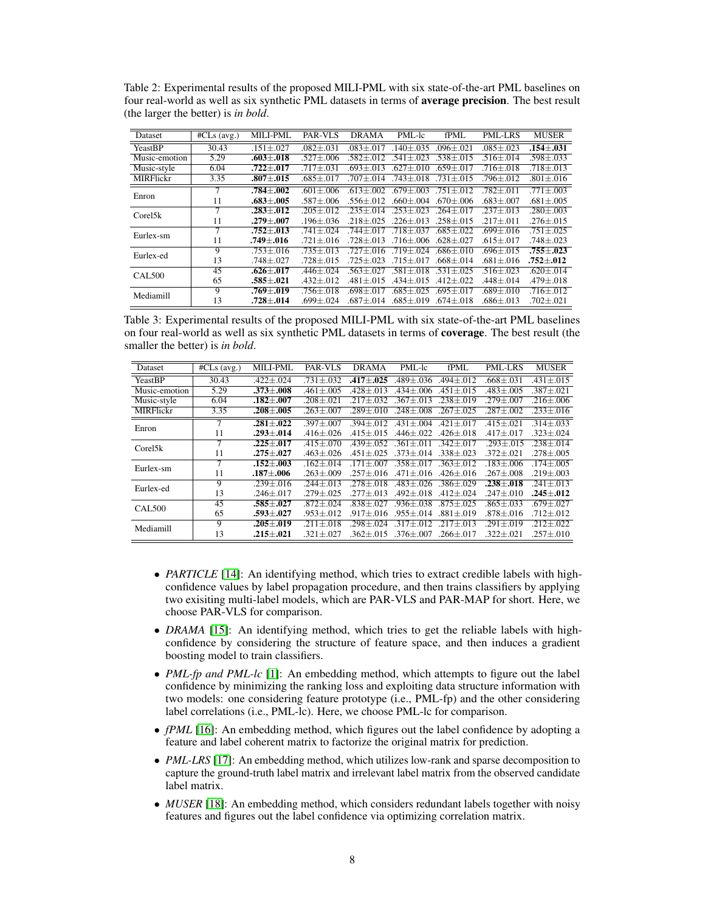Table 2: Experimental results of the proposed MILI-PML with six state-of-the-art PML baselines on four real-world as well as six synthetic PML datasets in terms of **average precision**. The best result (the larger the better) is *in bold*.

| Dataset | #CLs (avg.) | MILI-PML | PAR-VLS | DRAMA | PML-lc | fPML | PML-LRS | MUSER |
|---|---|---|---|---|---|---|---|---|
| YeastBP | 30.43 | .151±.027 | .082±.031 | .083±.017 | .140±.035 | .096±.021 | .085±.023 | **.154±.031** |
| Music-emotion | 5.29 | **.603±.018** | .527±.006 | .582±.012 | .541±.023 | .538±.015 | .516±.014 | .598±.033 |
| Music-style | 6.04 | **.722±.017** | .717±.031 | .693±.013 | .627±.010 | .659±.017 | .716±.018 | .718±.013 |
| MIRFlickr | 3.35 | **.807±.015** | .685±.017 | .707±.014 | .743±.018 | .731±.015 | .796±.012 | .801±.016 |
| Enron | 7 | **.784±.002** | .601±.006 | .613±.002 | .679±.003 | .751±.012 | .782±.011 | .771±.003 |
| | 11 | **.683±.005** | .587±.006 | .556±.012 | .660±.004 | .670±.006 | .683±.007 | .681±.005 |
| Corel5k | 7 | **.283±.012** | .205±.012 | .235±.014 | .253±.023 | .264±.017 | .237±.013 | .280±.003 |
| | 11 | **.279±.007** | .196±.036 | .218±.025 | .226±.013 | .258±.015 | .217±.011 | .276±.015 |
| Eurlex-sm | 7 | **.752±.013** | .741±.024 | .744±.017 | .718±.037 | .685±.022 | .699±.016 | .751±.025 |
| | 11 | **.749±.016** | .721±.016 | .728±.013 | .716±.006 | .628±.027 | .615±.017 | .748±.023 |
| Eurlex-ed | 9 | .753±.016 | .735±.013 | .727±.016 | .719±.024 | .686±.010 | .696±.015 | **.755±.023** |
| | 13 | .748±.027 | .728±.015 | .725±.023 | .715±.017 | .668±.014 | .681±.016 | **.752±.012** |
| CAL500 | 45 | **.626±.017** | .446±.024 | .563±.027 | .581±.018 | .531±.025 | .516±.023 | .620±.014 |
| | 65 | **.585±.021** | .432±.012 | .481±.015 | .434±.015 | .412±.022 | .448±.014 | .479±.018 |
| Mediamill | 9 | **.769±.019** | .756±.018 | .698±.017 | .685±.025 | .695±.017 | .689±.010 | .716±.012 |
| | 13 | **.728±.014** | .699±.024 | .687±.014 | .685±.019 | .674±.018 | .686±.013 | .702±.021 |

Table 3: Experimental results of the proposed MILI-PML with six state-of-the-art PML baselines on four real-world as well as six synthetic PML datasets in terms of **coverage**. The best result (the smaller the better) is *in bold*.

| Dataset | #CLs (avg.) | MILI-PML | PAR-VLS | DRAMA | PML-lc | fPML | PML-LRS | MUSER |
|---|---|---|---|---|---|---|---|---|
| YeastBP | 30.43 | .422±.024 | .731±.032 | **.417±.025** | .489±.036 | .494±.012 | .668±.031 | .431±.015 |
| Music-emotion | 5.29 | **.373±.008** | .461±.005 | .428±.013 | .434±.006 | .451±.015 | .483±.005 | .387±.021 |
| Music-style | 6.04 | **.182±.007** | .208±.021 | .217±.032 | .367±.013 | .238±.019 | .279±.007 | .216±.006 |
| MIRFlickr | 3.35 | **.208±.005** | .263±.007 | .289±.010 | .248±.008 | .267±.025 | .287±.002 | .233±.016 |
| Enron | 7 | **.281±.022** | .397±.007 | .394±.012 | .431±.004 | .421±.017 | .415±.021 | .314±.033 |
| | 11 | **.293±.014** | .416±.026 | .415±.015 | .446±.022 | .426±.018 | .417±.017 | .323±.024 |
| Corel5k | 7 | **.225±.017** | .415±.070 | .439±.052 | .361±.011 | .342±.017 | .293±.015 | .238±.014 |
| | 11 | **.275±.027** | .463±.026 | .451±.025 | .373±.014 | .338±.023 | .372±.021 | .278±.005 |
| Eurlex-sm | 7 | **.152±.003** | .162±.014 | .171±.007 | .358±.017 | .363±.012 | .183±.006 | .174±.005 |
| | 11 | **.187±.006** | .263±.009 | .257±.016 | .471±.016 | .426±.016 | .267±.008 | .219±.003 |
| Eurlex-ed | 9 | .239±.016 | .244±.013 | .278±.018 | .483±.026 | .386±.029 | **.238±.018** | .241±.013 |
| | 13 | .246±.017 | .279±.025 | .277±.013 | .492±.018 | .412±.024 | .247±.010 | **.245±.012** |
| CAL500 | 45 | **.585±.027** | .872±.024 | .838±.027 | .936±.038 | .875±.025 | .865±.033 | .679±.027 |
| | 65 | **.593±.027** | .953±.012 | .917±.016 | .955±.014 | .881±.019 | .878±.016 | .712±.012 |
| Mediamill | 9 | **.205±.019** | .211±.018 | .298±.024 | .317±.012 | .217±.013 | .291±.019 | .212±.022 |
| | 13 | **.215±.021** | .321±.027 | .362±.015 | .376±.007 | .266±.017 | .322±.021 | .257±.010 |

- *PARTICLE* [14]: An identifying method, which tries to extract credible labels with high-confidence values by label propagation procedure, and then trains classifiers by applying two exisiting multi-label models, which are PAR-VLS and PAR-MAP for short. Here, we choose PAR-VLS for comparison.
- *DRAMA* [15]: An identifying method, which tries to get the reliable labels with high-confidence by considering the structure of feature space, and then induces a gradient boosting model to train classifiers.
- *PML-fp and PML-lc* [1]: An embedding method, which attempts to figure out the label confidence by minimizing the ranking loss and exploiting data structure information with two models: one considering feature prototype (i.e., PML-fp) and the other considering label correlations (i.e., PML-lc). Here, we choose PML-lc for comparison.
- *fPML* [16]: An embedding method, which figures out the label confidence by adopting a feature and label coherent matrix to factorize the original matrix for prediction.
- *PML-LRS* [17]: An embedding method, which utilizes low-rank and sparse decomposition to capture the ground-truth label matrix and irrelevant label matrix from the observed candidate label matrix.
- *MUSER* [18]: An embedding method, which considers redundant labels together with noisy features and figures out the label confidence via optimizing correlation matrix.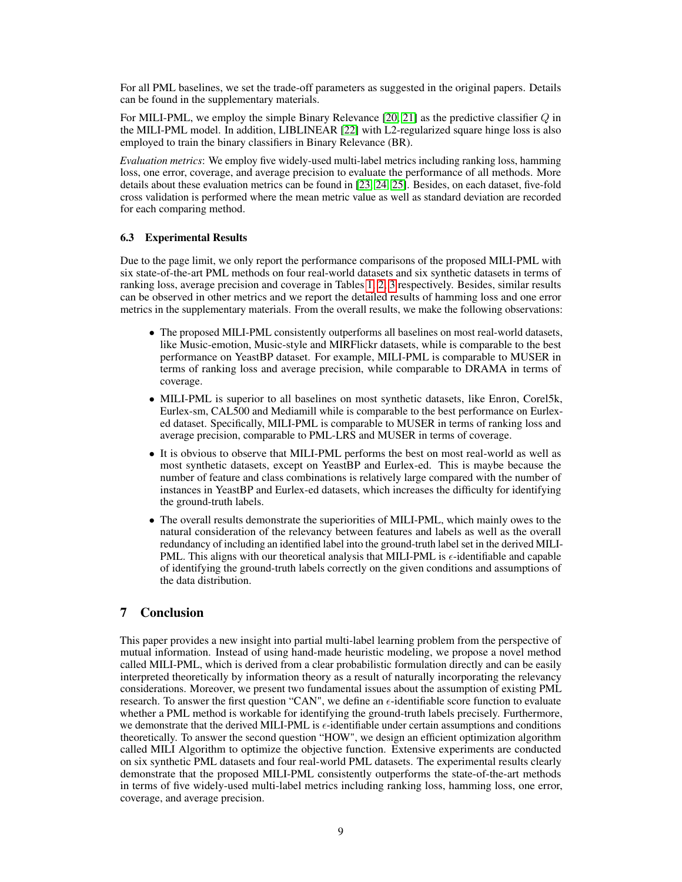For all PML baselines, we set the trade-off parameters as suggested in the original papers. Details can be found in the supplementary materials.

For MILI-PML, we employ the simple Binary Relevance [20, 21] as the predictive classifier $Q$ in the MILI-PML model. In addition, LIBLINEAR [22] with L2-regularized square hinge loss is also employed to train the binary classifiers in Binary Relevance (BR).

*Evaluation metrics*: We employ five widely-used multi-label metrics including ranking loss, hamming loss, one error, coverage, and average precision to evaluate the performance of all methods. More details about these evaluation metrics can be found in [23, 24, 25]. Besides, on each dataset, five-fold cross validation is performed where the mean metric value as well as standard deviation are recorded for each comparing method.

### 6.3 Experimental Results

Due to the page limit, we only report the performance comparisons of the proposed MILI-PML with six state-of-the-art PML methods on four real-world datasets and six synthetic datasets in terms of ranking loss, average precision and coverage in Tables 1, 2, 3 respectively. Besides, similar results can be observed in other metrics and we report the detailed results of hamming loss and one error metrics in the supplementary materials. From the overall results, we make the following observations:

- The proposed MILI-PML consistently outperforms all baselines on most real-world datasets, like Music-emotion, Music-style and MIRFlickr datasets, while is comparable to the best performance on YeastBP dataset. For example, MILI-PML is comparable to MUSER in terms of ranking loss and average precision, while comparable to DRAMA in terms of coverage.
- MILI-PML is superior to all baselines on most synthetic datasets, like Enron, Corel5k, Eurlex-sm, CAL500 and Mediamill while is comparable to the best performance on Eurlex-ed dataset. Specifically, MILI-PML is comparable to MUSER in terms of ranking loss and average precision, comparable to PML-LRS and MUSER in terms of coverage.
- It is obvious to observe that MILI-PML performs the best on most real-world as well as most synthetic datasets, except on YeastBP and Eurlex-ed. This is maybe because the number of feature and class combinations is relatively large compared with the number of instances in YeastBP and Eurlex-ed datasets, which increases the difficulty for identifying the ground-truth labels.
- The overall results demonstrate the superiorities of MILI-PML, which mainly owes to the natural consideration of the relevancy between features and labels as well as the overall redundancy of including an identified label into the ground-truth label set in the derived MILI-PML. This aligns with our theoretical analysis that MILI-PML is $\epsilon$-identifiable and capable of identifying the ground-truth labels correctly on the given conditions and assumptions of the data distribution.

## 7 Conclusion

This paper provides a new insight into partial multi-label learning problem from the perspective of mutual information. Instead of using hand-made heuristic modeling, we propose a novel method called MILI-PML, which is derived from a clear probabilistic formulation directly and can be easily interpreted theoretically by information theory as a result of naturally incorporating the relevancy considerations. Moreover, we present two fundamental issues about the assumption of existing PML research. To answer the first question "CAN", we define an $\epsilon$-identifiable score function to evaluate whether a PML method is workable for identifying the ground-truth labels precisely. Furthermore, we demonstrate that the derived MILI-PML is $\epsilon$-identifiable under certain assumptions and conditions theoretically. To answer the second question "HOW", we design an efficient optimization algorithm called MILI Algorithm to optimize the objective function. Extensive experiments are conducted on six synthetic PML datasets and four real-world PML datasets. The experimental results clearly demonstrate that the proposed MILI-PML consistently outperforms the state-of-the-art methods in terms of five widely-used multi-label metrics including ranking loss, hamming loss, one error, coverage, and average precision.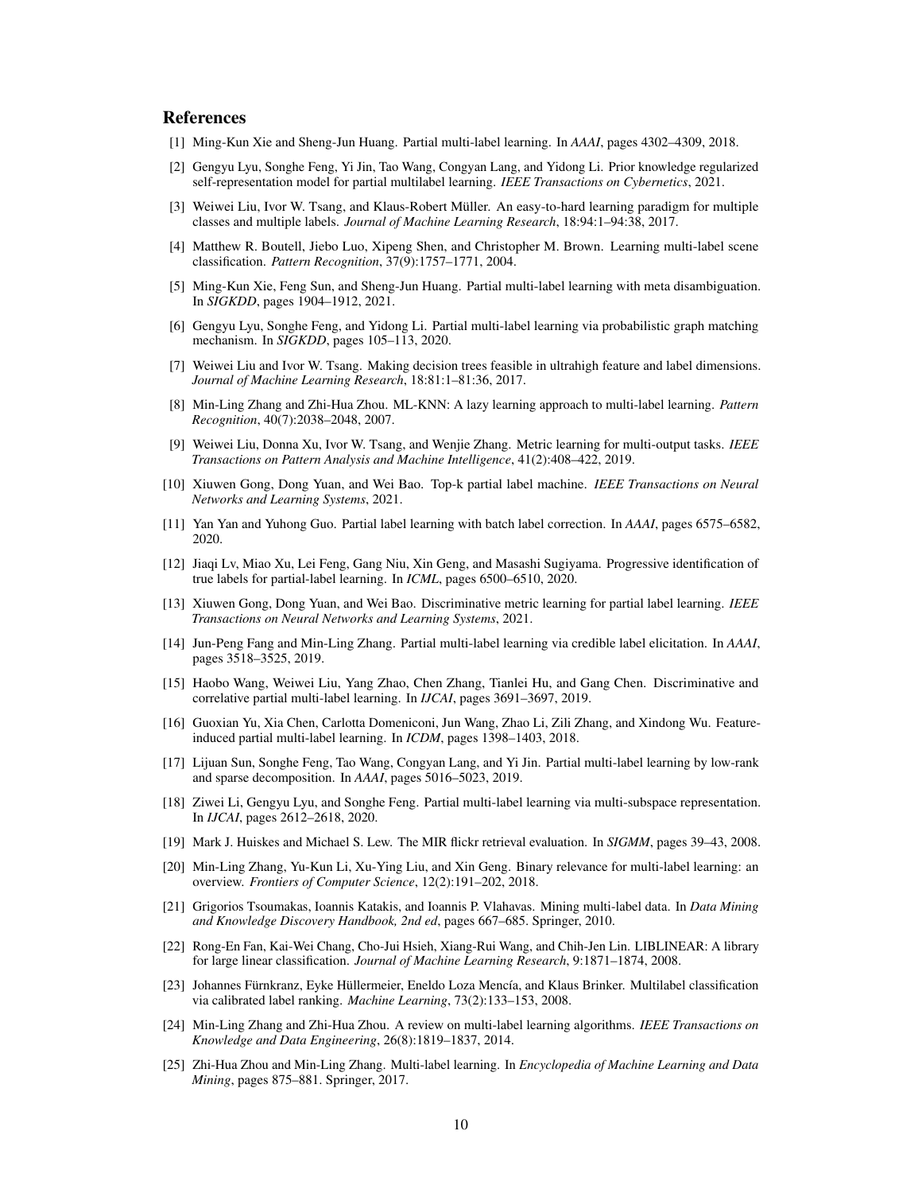## References

[1] Ming-Kun Xie and Sheng-Jun Huang. Partial multi-label learning. In *AAAI*, pages 4302–4309, 2018.

[2] Gengyu Lyu, Songhe Feng, Yi Jin, Tao Wang, Congyan Lang, and Yidong Li. Prior knowledge regularized self-representation model for partial multilabel learning. *IEEE Transactions on Cybernetics*, 2021.

[3] Weiwei Liu, Ivor W. Tsang, and Klaus-Robert Müller. An easy-to-hard learning paradigm for multiple classes and multiple labels. *Journal of Machine Learning Research*, 18:94:1–94:38, 2017.

[4] Matthew R. Boutell, Jiebo Luo, Xipeng Shen, and Christopher M. Brown. Learning multi-label scene classification. *Pattern Recognition*, 37(9):1757–1771, 2004.

[5] Ming-Kun Xie, Feng Sun, and Sheng-Jun Huang. Partial multi-label learning with meta disambiguation. In *SIGKDD*, pages 1904–1912, 2021.

[6] Gengyu Lyu, Songhe Feng, and Yidong Li. Partial multi-label learning via probabilistic graph matching mechanism. In *SIGKDD*, pages 105–113, 2020.

[7] Weiwei Liu and Ivor W. Tsang. Making decision trees feasible in ultrahigh feature and label dimensions. *Journal of Machine Learning Research*, 18:81:1–81:36, 2017.

[8] Min-Ling Zhang and Zhi-Hua Zhou. ML-KNN: A lazy learning approach to multi-label learning. *Pattern Recognition*, 40(7):2038–2048, 2007.

[9] Weiwei Liu, Donna Xu, Ivor W. Tsang, and Wenjie Zhang. Metric learning for multi-output tasks. *IEEE Transactions on Pattern Analysis and Machine Intelligence*, 41(2):408–422, 2019.

[10] Xiuwen Gong, Dong Yuan, and Wei Bao. Top-k partial label machine. *IEEE Transactions on Neural Networks and Learning Systems*, 2021.

[11] Yan Yan and Yuhong Guo. Partial label learning with batch label correction. In *AAAI*, pages 6575–6582, 2020.

[12] Jiaqi Lv, Miao Xu, Lei Feng, Gang Niu, Xin Geng, and Masashi Sugiyama. Progressive identification of true labels for partial-label learning. In *ICML*, pages 6500–6510, 2020.

[13] Xiuwen Gong, Dong Yuan, and Wei Bao. Discriminative metric learning for partial label learning. *IEEE Transactions on Neural Networks and Learning Systems*, 2021.

[14] Jun-Peng Fang and Min-Ling Zhang. Partial multi-label learning via credible label elicitation. In *AAAI*, pages 3518–3525, 2019.

[15] Haobo Wang, Weiwei Liu, Yang Zhao, Chen Zhang, Tianlei Hu, and Gang Chen. Discriminative and correlative partial multi-label learning. In *IJCAI*, pages 3691–3697, 2019.

[16] Guoxian Yu, Xia Chen, Carlotta Domeniconi, Jun Wang, Zhao Li, Zili Zhang, and Xindong Wu. Feature-induced partial multi-label learning. In *ICDM*, pages 1398–1403, 2018.

[17] Lijuan Sun, Songhe Feng, Tao Wang, Congyan Lang, and Yi Jin. Partial multi-label learning by low-rank and sparse decomposition. In *AAAI*, pages 5016–5023, 2019.

[18] Ziwei Li, Gengyu Lyu, and Songhe Feng. Partial multi-label learning via multi-subspace representation. In *IJCAI*, pages 2612–2618, 2020.

[19] Mark J. Huiskes and Michael S. Lew. The MIR flickr retrieval evaluation. In *SIGMM*, pages 39–43, 2008.

[20] Min-Ling Zhang, Yu-Kun Li, Xu-Ying Liu, and Xin Geng. Binary relevance for multi-label learning: an overview. *Frontiers of Computer Science*, 12(2):191–202, 2018.

[21] Grigorios Tsoumakas, Ioannis Katakis, and Ioannis P. Vlahavas. Mining multi-label data. In *Data Mining and Knowledge Discovery Handbook, 2nd ed*, pages 667–685. Springer, 2010.

[22] Rong-En Fan, Kai-Wei Chang, Cho-Jui Hsieh, Xiang-Rui Wang, and Chih-Jen Lin. LIBLINEAR: A library for large linear classification. *Journal of Machine Learning Research*, 9:1871–1874, 2008.

[23] Johannes Fürnkranz, Eyke Hüllermeier, Eneldo Loza Mencía, and Klaus Brinker. Multilabel classification via calibrated label ranking. *Machine Learning*, 73(2):133–153, 2008.

[24] Min-Ling Zhang and Zhi-Hua Zhou. A review on multi-label learning algorithms. *IEEE Transactions on Knowledge and Data Engineering*, 26(8):1819–1837, 2014.

[25] Zhi-Hua Zhou and Min-Ling Zhang. Multi-label learning. In *Encyclopedia of Machine Learning and Data Mining*, pages 875–881. Springer, 2017.